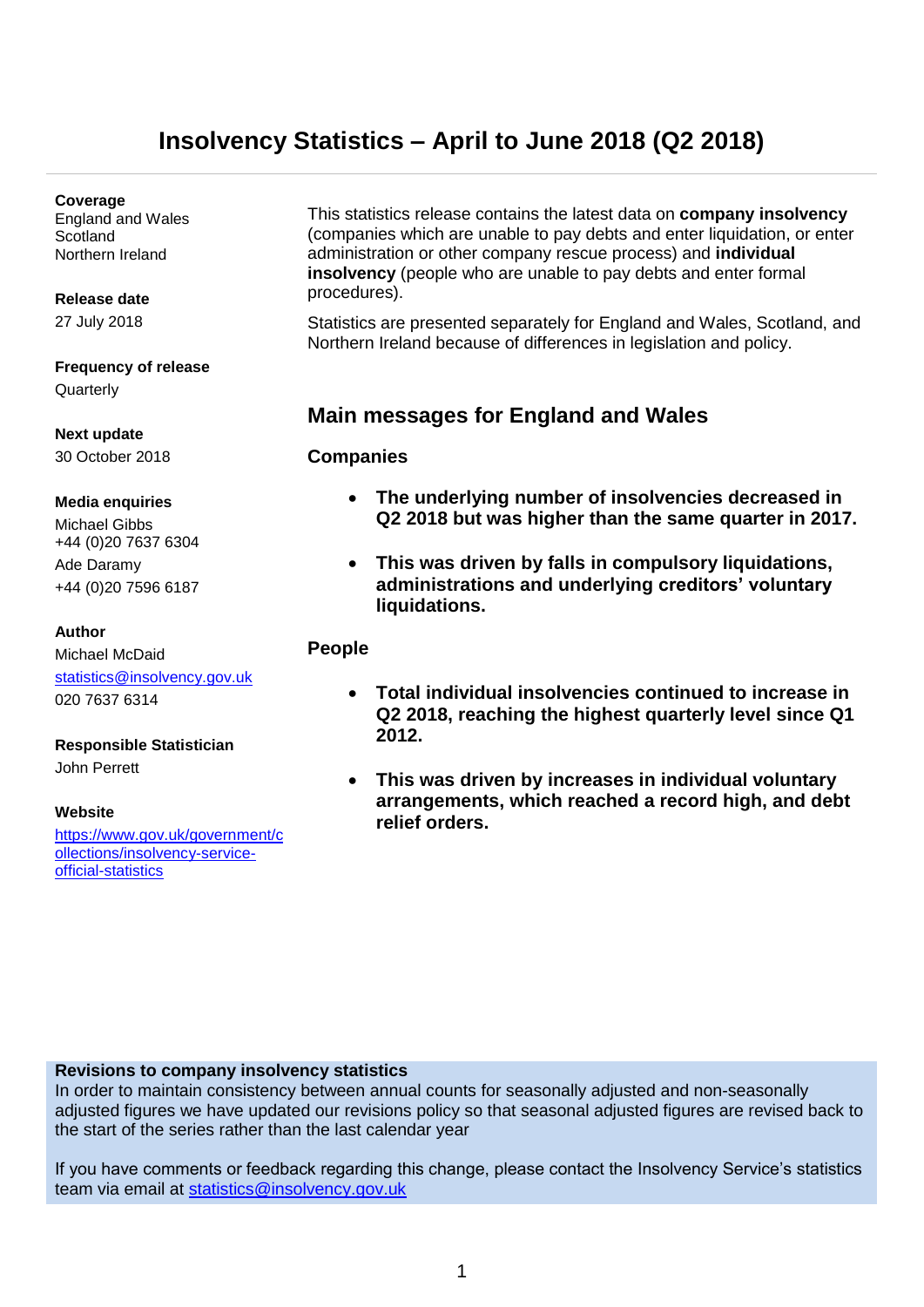# Insolvency Statistics – April to June 2018 (Q2 2018)

**Coverage**
England and Wales
Scotland
Northern Ireland

**Release date**
27 July 2018

**Frequency of release**
Quarterly

**Next update**
30 October 2018

**Media enquiries**
Michael Gibbs
+44 (0)20 7637 6304
Ade Daramy
+44 (0)20 7596 6187

**Author**
Michael McDaid
[statistics@insolvency.gov.uk](mailto:statistics@insolvency.gov.uk)
020 7637 6314

**Responsible Statistician**
John Perrett

**Website**
[https://www.gov.uk/government/collections/insolvency-service-official-statistics](https://www.gov.uk/government/collections/insolvency-service-official-statistics)

This statistics release contains the latest data on **company insolvency** (companies which are unable to pay debts and enter liquidation, or enter administration or other company rescue process) and **individual insolvency** (people who are unable to pay debts and enter formal procedures).

Statistics are presented separately for England and Wales, Scotland, and Northern Ireland because of differences in legislation and policy.

## Main messages for England and Wales

### Companies

- **The underlying number of insolvencies decreased in Q2 2018 but was higher than the same quarter in 2017.**
- **This was driven by falls in compulsory liquidations, administrations and underlying creditors' voluntary liquidations.**

### People

- **Total individual insolvencies continued to increase in Q2 2018, reaching the highest quarterly level since Q1 2012.**
- **This was driven by increases in individual voluntary arrangements, which reached a record high, and debt relief orders.**

**Revisions to company insolvency statistics**
In order to maintain consistency between annual counts for seasonally adjusted and non-seasonally adjusted figures we have updated our revisions policy so that seasonal adjusted figures are revised back to the start of the series rather than the last calendar year

If you have comments or feedback regarding this change, please contact the Insolvency Service's statistics team via email at [statistics@insolvency.gov.uk](mailto:statistics@insolvency.gov.uk)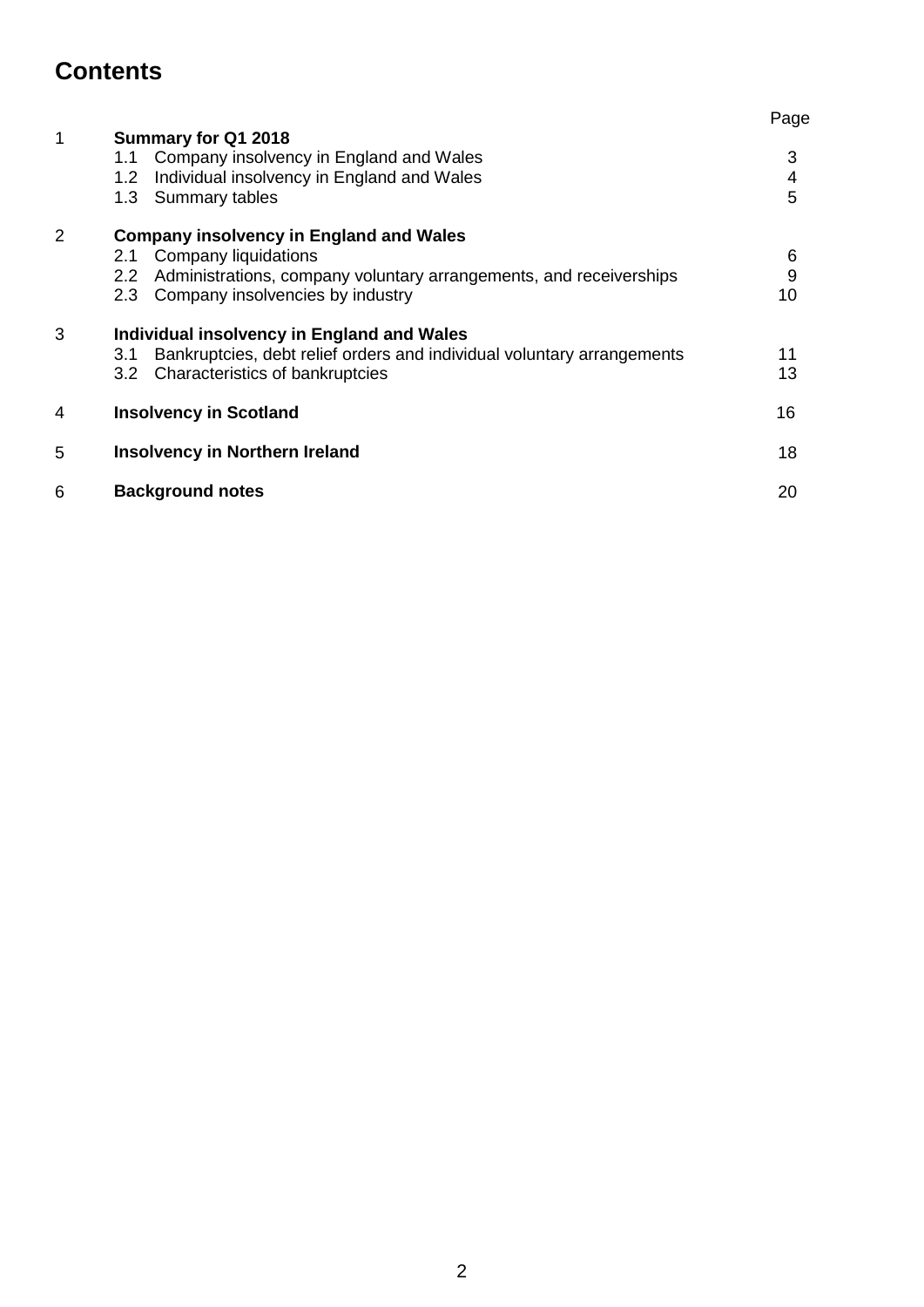# Contents

| | | Page |
|---|---|---|
| 1 | **Summary for Q1 2018** | |
| | 1.1 Company insolvency in England and Wales | 3 |
| | 1.2 Individual insolvency in England and Wales | 4 |
| | 1.3 Summary tables | 5 |
| 2 | **Company insolvency in England and Wales** | |
| | 2.1 Company liquidations | 6 |
| | 2.2 Administrations, company voluntary arrangements, and receiverships | 9 |
| | 2.3 Company insolvencies by industry | 10 |
| 3 | **Individual insolvency in England and Wales** | |
| | 3.1 Bankruptcies, debt relief orders and individual voluntary arrangements | 11 |
| | 3.2 Characteristics of bankruptcies | 13 |
| 4 | **Insolvency in Scotland** | 16 |
| 5 | **Insolvency in Northern Ireland** | 18 |
| 6 | **Background notes** | 20 |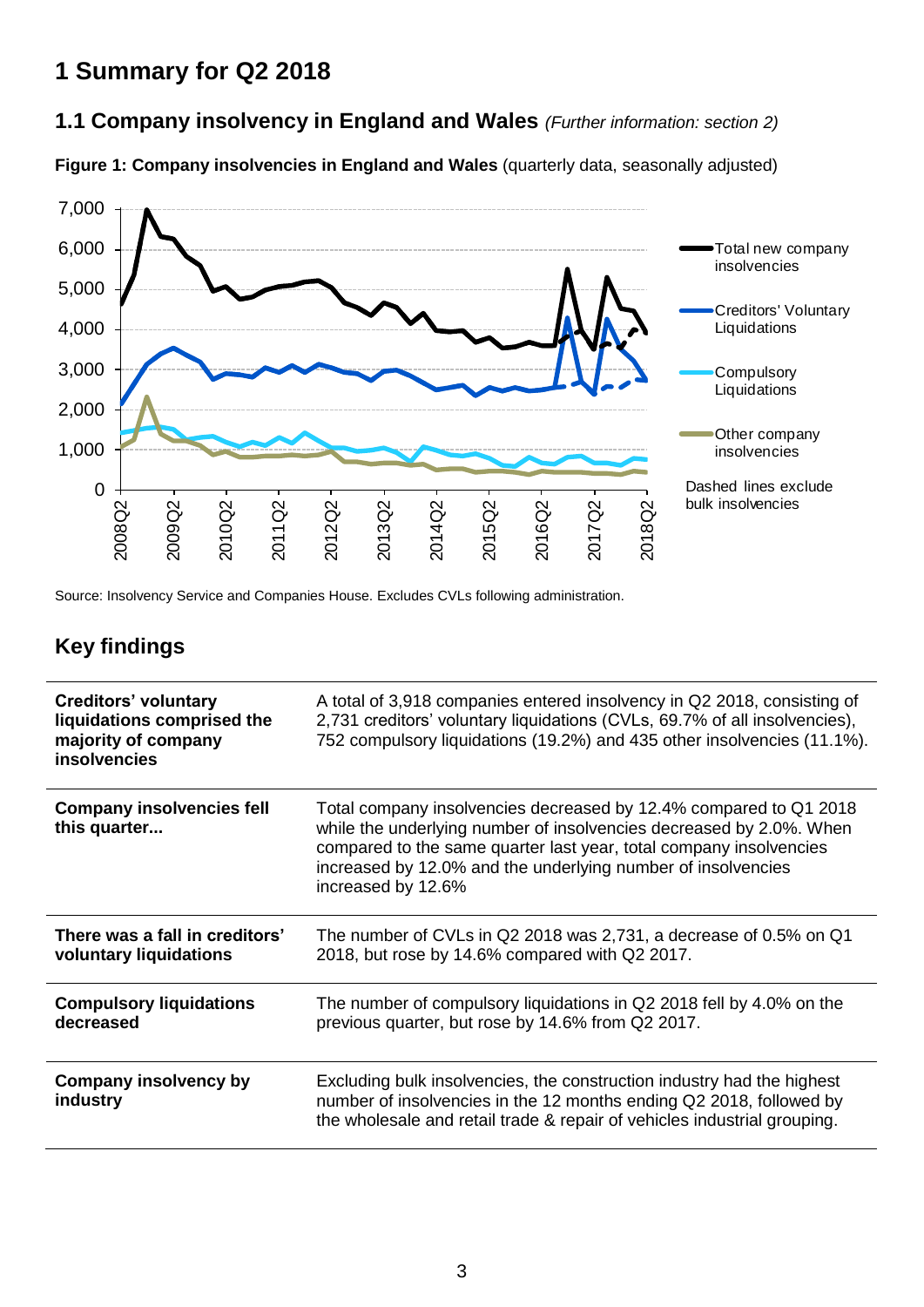# 1 Summary for Q2 2018

## 1.1 Company insolvency in England and Wales *(Further information: section 2)*

**Figure 1: Company insolvencies in England and Wales** (quarterly data, seasonally adjusted)

Source: Insolvency Service and Companies House. Excludes CVLs following administration.

## Key findings

| | |
|---|---|
| **Creditors' voluntary liquidations comprised the majority of company insolvencies** | A total of 3,918 companies entered insolvency in Q2 2018, consisting of 2,731 creditors' voluntary liquidations (CVLs, 69.7% of all insolvencies), 752 compulsory liquidations (19.2%) and 435 other insolvencies (11.1%). |
| **Company insolvencies fell this quarter...** | Total company insolvencies decreased by 12.4% compared to Q1 2018 while the underlying number of insolvencies decreased by 2.0%. When compared to the same quarter last year, total company insolvencies increased by 12.0% and the underlying number of insolvencies increased by 12.6% |
| **There was a fall in creditors' voluntary liquidations** | The number of CVLs in Q2 2018 was 2,731, a decrease of 0.5% on Q1 2018, but rose by 14.6% compared with Q2 2017. |
| **Compulsory liquidations decreased** | The number of compulsory liquidations in Q2 2018 fell by 4.0% on the previous quarter, but rose by 14.6% from Q2 2017. |
| **Company insolvency by industry** | Excluding bulk insolvencies, the construction industry had the highest number of insolvencies in the 12 months ending Q2 2018, followed by the wholesale and retail trade & repair of vehicles industrial grouping. |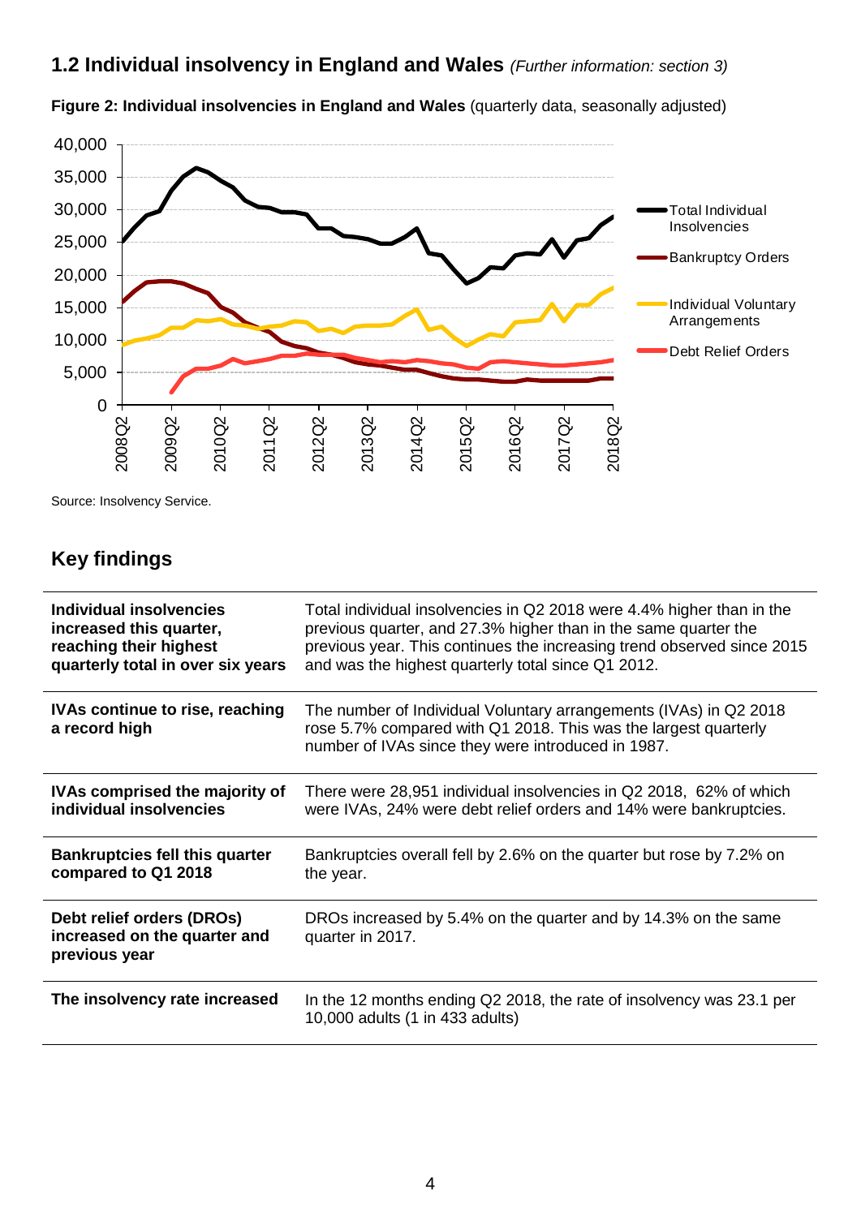## 1.2 Individual insolvency in England and Wales *(Further information: section 3)*

**Figure 2: Individual insolvencies in England and Wales** (quarterly data, seasonally adjusted)

Source: Insolvency Service.

## Key findings

| | |
|---|---|
| **Individual insolvencies increased this quarter, reaching their highest quarterly total in over six years** | Total individual insolvencies in Q2 2018 were 4.4% higher than in the previous quarter, and 27.3% higher than in the same quarter the previous year. This continues the increasing trend observed since 2015 and was the highest quarterly total since Q1 2012. |
| **IVAs continue to rise, reaching a record high** | The number of Individual Voluntary arrangements (IVAs) in Q2 2018 rose 5.7% compared with Q1 2018. This was the largest quarterly number of IVAs since they were introduced in 1987. |
| **IVAs comprised the majority of individual insolvencies** | There were 28,951 individual insolvencies in Q2 2018, 62% of which were IVAs, 24% were debt relief orders and 14% were bankruptcies. |
| **Bankruptcies fell this quarter compared to Q1 2018** | Bankruptcies overall fell by 2.6% on the quarter but rose by 7.2% on the year. |
| **Debt relief orders (DROs) increased on the quarter and previous year** | DROs increased by 5.4% on the quarter and by 14.3% on the same quarter in 2017. |
| **The insolvency rate increased** | In the 12 months ending Q2 2018, the rate of insolvency was 23.1 per 10,000 adults (1 in 433 adults) |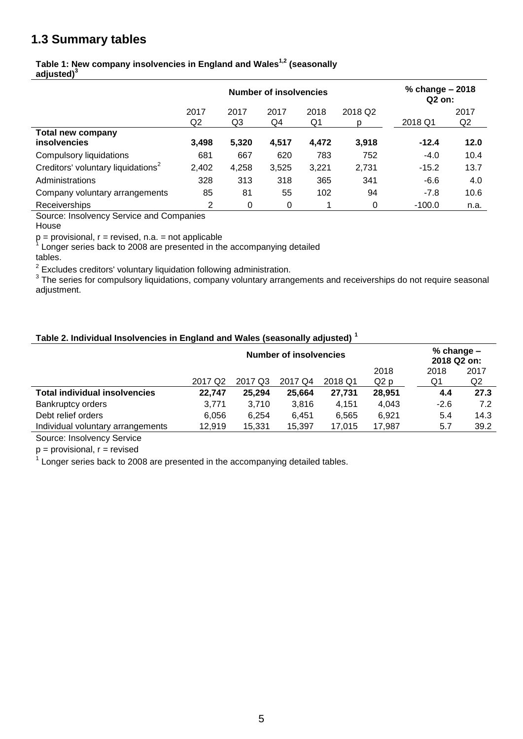## 1.3 Summary tables

**Table 1: New company insolvencies in England and Wales[1,2] (seasonally adjusted)[3]**

| | Number of insolvencies | | | | | % change – 2018 Q2 on: | |
|---|---|---|---|---|---|---|---|
| | 2017 Q2 | 2017 Q3 | 2017 Q4 | 2018 Q1 | 2018 Q2 p | 2018 Q1 | 2017 Q2 |
| **Total new company insolvencies** | **3,498** | **5,320** | **4,517** | **4,472** | **3,918** | **-12.4** | **12.0** |
| Compulsory liquidations | 681 | 667 | 620 | 783 | 752 | -4.0 | 10.4 |
| Creditors' voluntary liquidations[2] | 2,402 | 4,258 | 3,525 | 3,221 | 2,731 | -15.2 | 13.7 |
| Administrations | 328 | 313 | 318 | 365 | 341 | -6.6 | 4.0 |
| Company voluntary arrangements | 85 | 81 | 55 | 102 | 94 | -7.8 | 10.6 |
| Receiverships | 2 | 0 | 0 | 1 | 0 | -100.0 | n.a. |

Source: Insolvency Service and Companies House

p = provisional, r = revised, n.a. = not applicable

[1] Longer series back to 2008 are presented in the accompanying detailed tables.

[2] Excludes creditors' voluntary liquidation following administration.

[3] The series for compulsory liquidations, company voluntary arrangements and receiverships do not require seasonal adjustment.

**Table 2. Individual Insolvencies in England and Wales (seasonally adjusted) [1]**

| | Number of insolvencies | | | | | % change – 2018 Q2 on: | |
|---|---|---|---|---|---|---|---|
| | 2017 Q2 | 2017 Q3 | 2017 Q4 | 2018 Q1 | 2018 Q2 p | 2018 Q1 | 2017 Q2 |
| **Total individual insolvencies** | **22,747** | **25,294** | **25,664** | **27,731** | **28,951** | **4.4** | **27.3** |
| Bankruptcy orders | 3,771 | 3,710 | 3,816 | 4,151 | 4,043 | -2.6 | 7.2 |
| Debt relief orders | 6,056 | 6,254 | 6,451 | 6,565 | 6,921 | 5.4 | 14.3 |
| Individual voluntary arrangements | 12,919 | 15,331 | 15,397 | 17,015 | 17,987 | 5.7 | 39.2 |

Source: Insolvency Service

p = provisional, r = revised

[1] Longer series back to 2008 are presented in the accompanying detailed tables.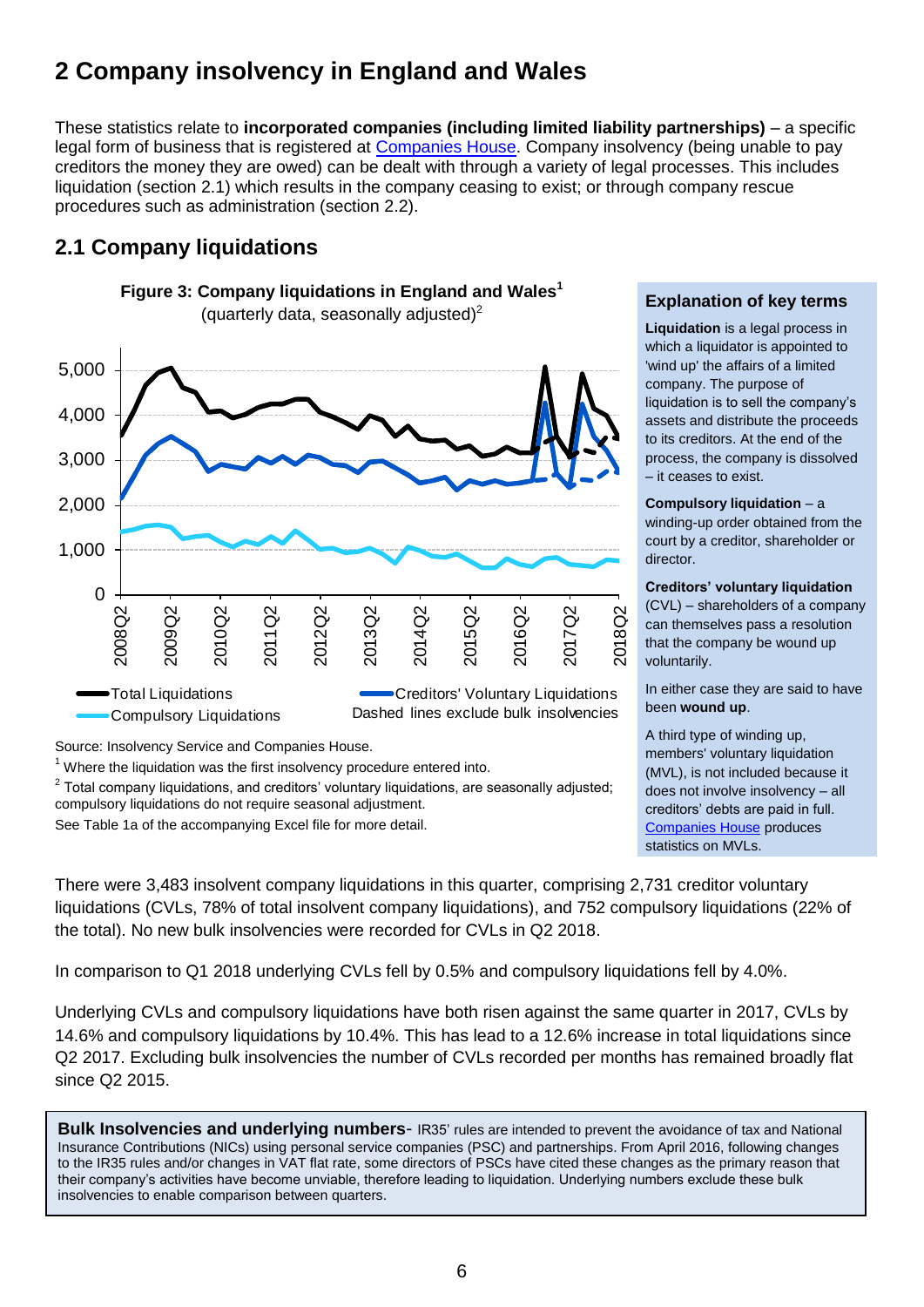# 2 Company insolvency in England and Wales

These statistics relate to **incorporated companies (including limited liability partnerships)** – a specific legal form of business that is registered at Companies House. Company insolvency (being unable to pay creditors the money they are owed) can be dealt with through a variety of legal processes. This includes liquidation (section 2.1) which results in the company ceasing to exist; or through company rescue procedures such as administration (section 2.2).

## 2.1 Company liquidations

**Figure 3: Company liquidations in England and Wales**[1]
(quarterly data, seasonally adjusted)[2]

Total Liquidations; Creditors' Voluntary Liquidations; Compulsory Liquidations. Dashed lines exclude bulk insolvencies

Source: Insolvency Service and Companies House.

[1] Where the liquidation was the first insolvency procedure entered into.

[2] Total company liquidations, and creditors' voluntary liquidations, are seasonally adjusted; compulsory liquidations do not require seasonal adjustment.

See Table 1a of the accompanying Excel file for more detail.

### Explanation of key terms

**Liquidation** is a legal process in which a liquidator is appointed to 'wind up' the affairs of a limited company. The purpose of liquidation is to sell the company's assets and distribute the proceeds to its creditors. At the end of the process, the company is dissolved – it ceases to exist.

**Compulsory liquidation** – a winding-up order obtained from the court by a creditor, shareholder or director.

**Creditors' voluntary liquidation** (CVL) – shareholders of a company can themselves pass a resolution that the company be wound up voluntarily.

In either case they are said to have been **wound up**.

A third type of winding up, members' voluntary liquidation (MVL), is not included because it does not involve insolvency – all creditors' debts are paid in full. Companies House produces statistics on MVLs.

There were 3,483 insolvent company liquidations in this quarter, comprising 2,731 creditor voluntary liquidations (CVLs, 78% of total insolvent company liquidations), and 752 compulsory liquidations (22% of the total). No new bulk insolvencies were recorded for CVLs in Q2 2018.

In comparison to Q1 2018 underlying CVLs fell by 0.5% and compulsory liquidations fell by 4.0%.

Underlying CVLs and compulsory liquidations have both risen against the same quarter in 2017, CVLs by 14.6% and compulsory liquidations by 10.4%. This has lead to a 12.6% increase in total liquidations since Q2 2017. Excluding bulk insolvencies the number of CVLs recorded per months has remained broadly flat since Q2 2015.

**Bulk Insolvencies and underlying numbers**- IR35' rules are intended to prevent the avoidance of tax and National Insurance Contributions (NICs) using personal service companies (PSC) and partnerships. From April 2016, following changes to the IR35 rules and/or changes in VAT flat rate, some directors of PSCs have cited these changes as the primary reason that their company's activities have become unviable, therefore leading to liquidation. Underlying numbers exclude these bulk insolvencies to enable comparison between quarters.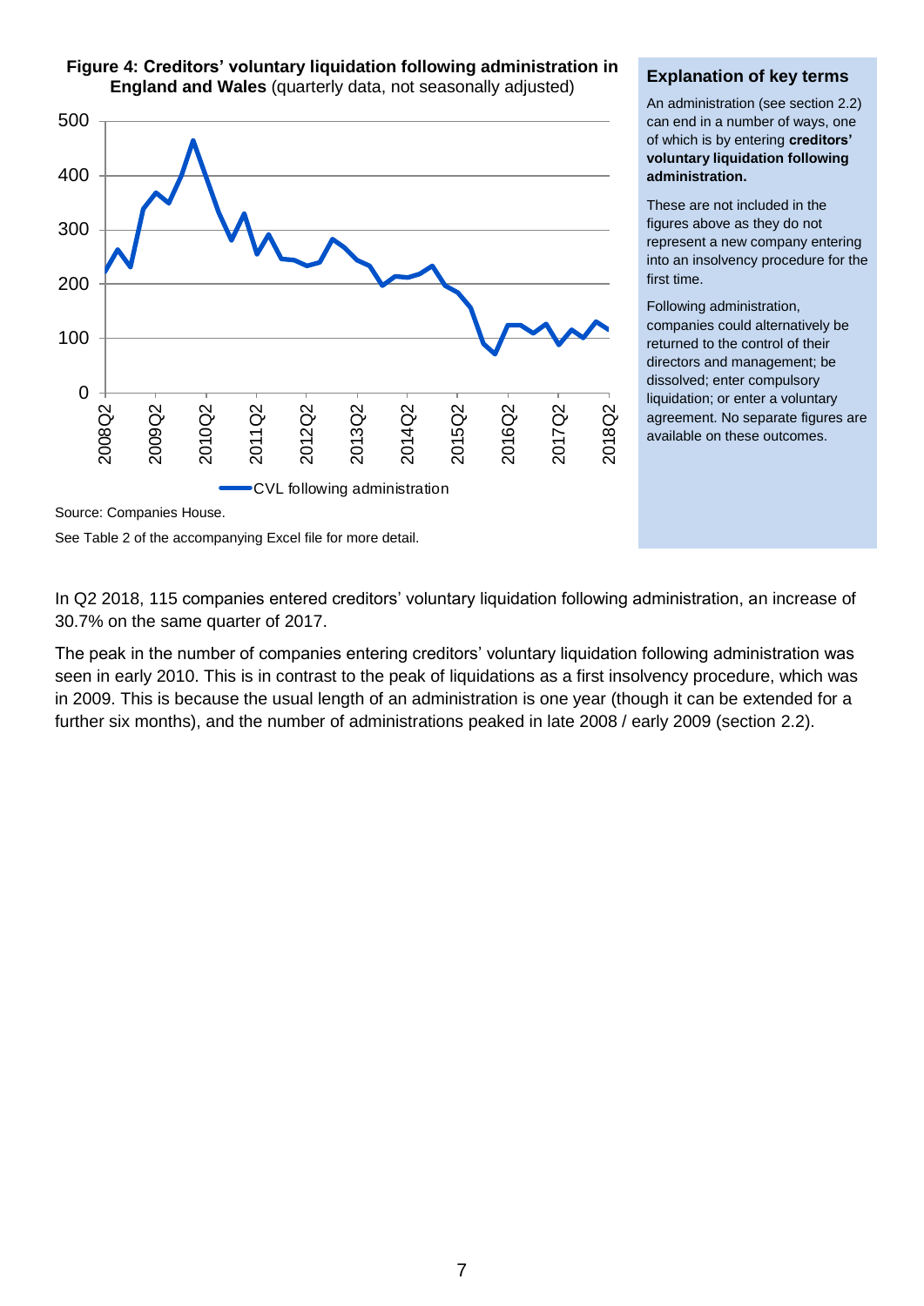**Figure 4: Creditors' voluntary liquidation following administration in England and Wales** (quarterly data, not seasonally adjusted)

Source: Companies House.

See Table 2 of the accompanying Excel file for more detail.

### Explanation of key terms

An administration (see section 2.2) can end in a number of ways, one of which is by entering **creditors' voluntary liquidation following administration.**

These are not included in the figures above as they do not represent a new company entering into an insolvency procedure for the first time.

Following administration, companies could alternatively be returned to the control of their directors and management; be dissolved; enter compulsory liquidation; or enter a voluntary agreement. No separate figures are available on these outcomes.

In Q2 2018, 115 companies entered creditors' voluntary liquidation following administration, an increase of 30.7% on the same quarter of 2017.

The peak in the number of companies entering creditors' voluntary liquidation following administration was seen in early 2010. This is in contrast to the peak of liquidations as a first insolvency procedure, which was in 2009. This is because the usual length of an administration is one year (though it can be extended for a further six months), and the number of administrations peaked in late 2008 / early 2009 (section 2.2).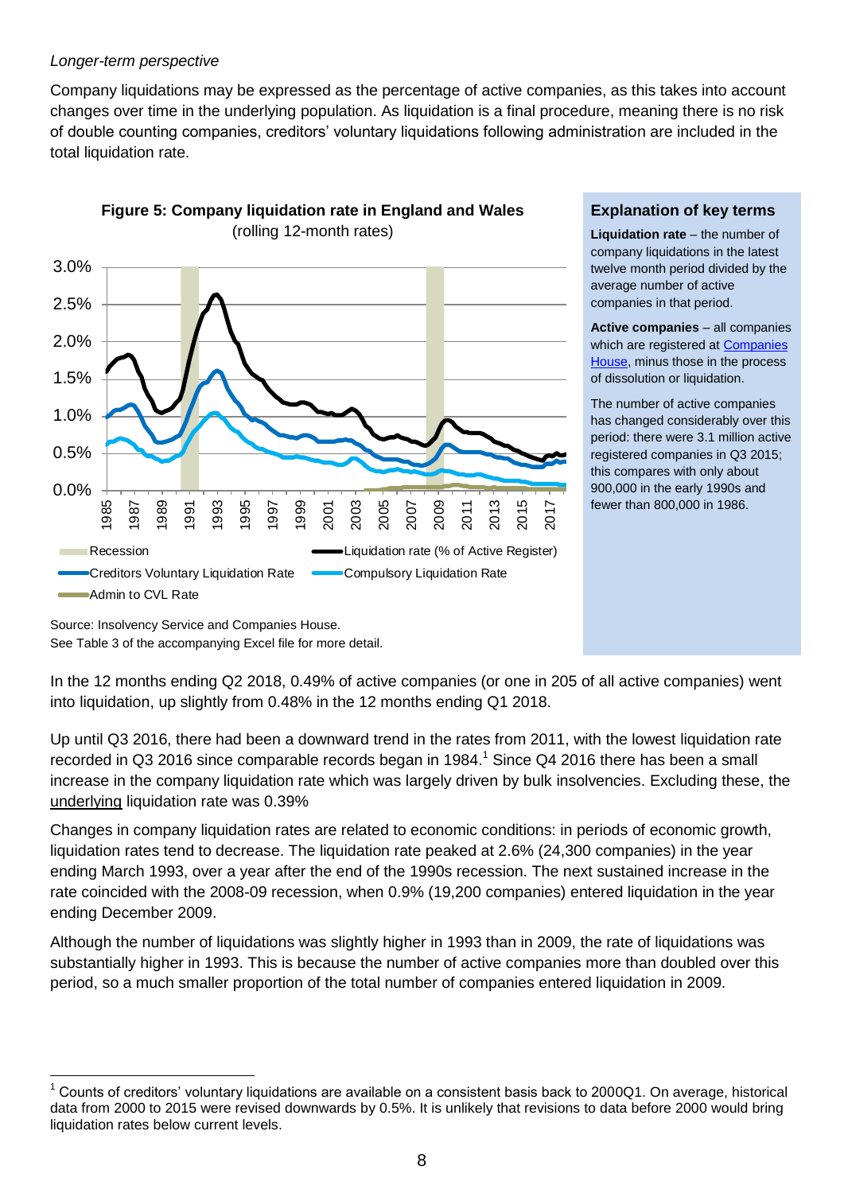*Longer-term perspective*

Company liquidations may be expressed as the percentage of active companies, as this takes into account changes over time in the underlying population. As liquidation is a final procedure, meaning there is no risk of double counting companies, creditors' voluntary liquidations following administration are included in the total liquidation rate.

**Figure 5: Company liquidation rate in England and Wales** (rolling 12-month rates)

Source: Insolvency Service and Companies House.
See Table 3 of the accompanying Excel file for more detail.

### Explanation of key terms

**Liquidation rate** – the number of company liquidations in the latest twelve month period divided by the average number of active companies in that period.

**Active companies** – all companies which are registered at Companies House, minus those in the process of dissolution or liquidation.

The number of active companies has changed considerably over this period: there were 3.1 million active registered companies in Q3 2015; this compares with only about 900,000 in the early 1990s and fewer than 800,000 in 1986.

In the 12 months ending Q2 2018, 0.49% of active companies (or one in 205 of all active companies) went into liquidation, up slightly from 0.48% in the 12 months ending Q1 2018.

Up until Q3 2016, there had been a downward trend in the rates from 2011, with the lowest liquidation rate recorded in Q3 2016 since comparable records began in 1984.[1] Since Q4 2016 there has been a small increase in the company liquidation rate which was largely driven by bulk insolvencies. Excluding these, the underlying liquidation rate was 0.39%

Changes in company liquidation rates are related to economic conditions: in periods of economic growth, liquidation rates tend to decrease. The liquidation rate peaked at 2.6% (24,300 companies) in the year ending March 1993, over a year after the end of the 1990s recession. The next sustained increase in the rate coincided with the 2008-09 recession, when 0.9% (19,200 companies) entered liquidation in the year ending December 2009.

Although the number of liquidations was slightly higher in 1993 than in 2009, the rate of liquidations was substantially higher in 1993. This is because the number of active companies more than doubled over this period, so a much smaller proportion of the total number of companies entered liquidation in 2009.

[1] Counts of creditors' voluntary liquidations are available on a consistent basis back to 2000Q1. On average, historical data from 2000 to 2015 were revised downwards by 0.5%. It is unlikely that revisions to data before 2000 would bring liquidation rates below current levels.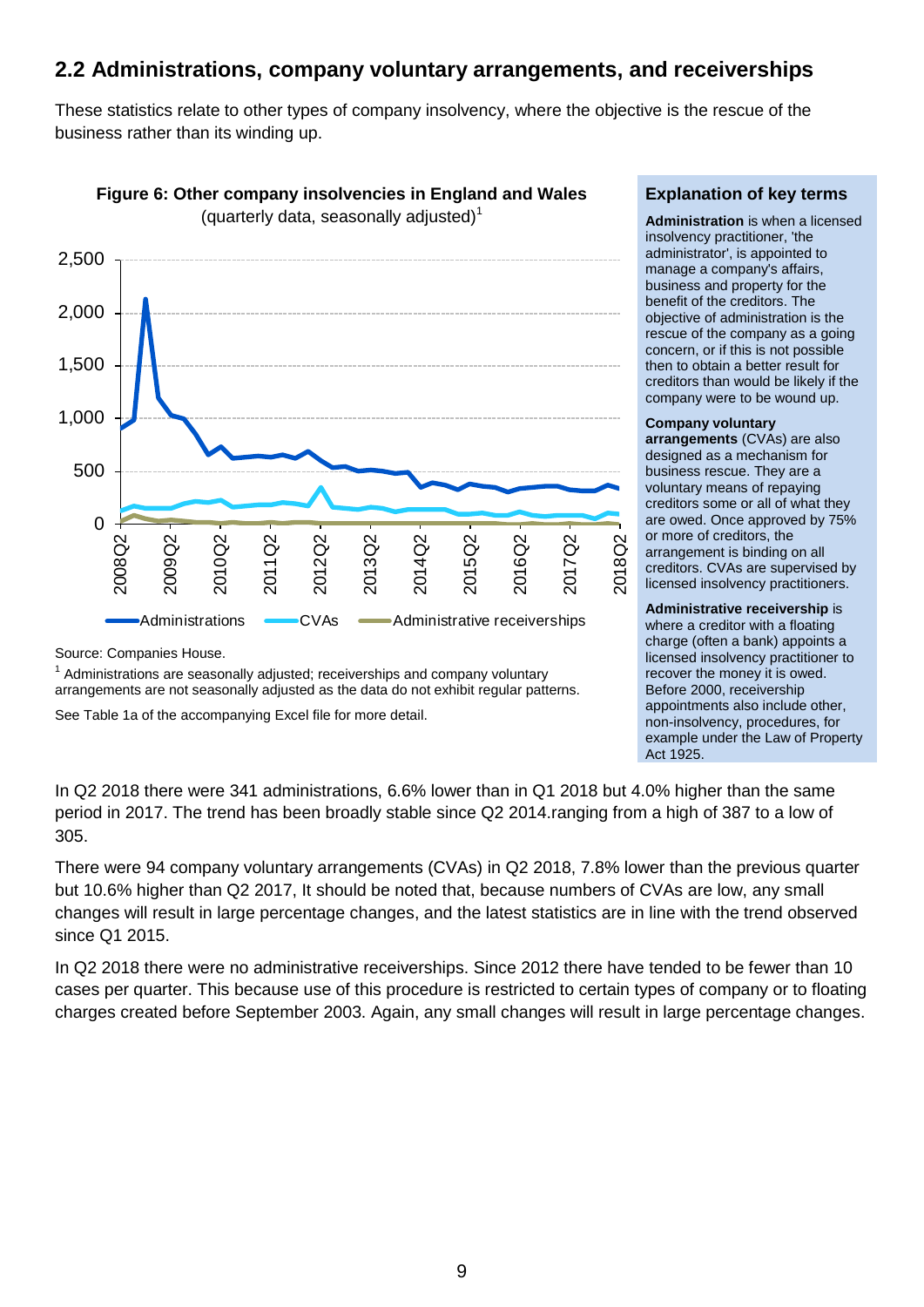## 2.2 Administrations, company voluntary arrangements, and receiverships

These statistics relate to other types of company insolvency, where the objective is the rescue of the business rather than its winding up.

**Figure 6: Other company insolvencies in England and Wales**
(quarterly data, seasonally adjusted)[1]

Source: Companies House.

[1] Administrations are seasonally adjusted; receiverships and company voluntary arrangements are not seasonally adjusted as the data do not exhibit regular patterns.

See Table 1a of the accompanying Excel file for more detail.

### Explanation of key terms

**Administration** is when a licensed insolvency practitioner, 'the administrator', is appointed to manage a company's affairs, business and property for the benefit of the creditors. The objective of administration is the rescue of the company as a going concern, or if this is not possible then to obtain a better result for creditors than would be likely if the company were to be wound up.

**Company voluntary arrangements** (CVAs) are also designed as a mechanism for business rescue. They are a voluntary means of repaying creditors some or all of what they are owed. Once approved by 75% or more of creditors, the arrangement is binding on all creditors. CVAs are supervised by licensed insolvency practitioners.

**Administrative receivership** is where a creditor with a floating charge (often a bank) appoints a licensed insolvency practitioner to recover the money it is owed. Before 2000, receivership appointments also include other, non-insolvency, procedures, for example under the Law of Property Act 1925.

In Q2 2018 there were 341 administrations, 6.6% lower than in Q1 2018 but 4.0% higher than the same period in 2017. The trend has been broadly stable since Q2 2014.ranging from a high of 387 to a low of 305.

There were 94 company voluntary arrangements (CVAs) in Q2 2018, 7.8% lower than the previous quarter but 10.6% higher than Q2 2017, It should be noted that, because numbers of CVAs are low, any small changes will result in large percentage changes, and the latest statistics are in line with the trend observed since Q1 2015.

In Q2 2018 there were no administrative receiverships. Since 2012 there have tended to be fewer than 10 cases per quarter. This because use of this procedure is restricted to certain types of company or to floating charges created before September 2003. Again, any small changes will result in large percentage changes.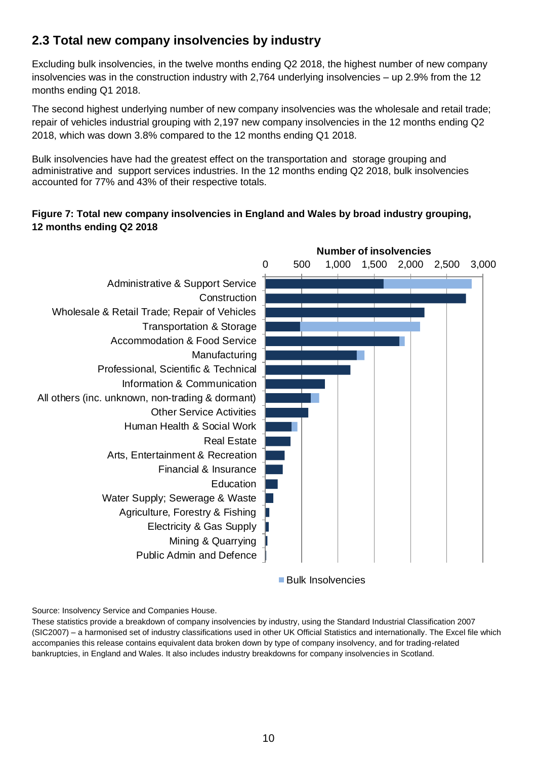## 2.3 Total new company insolvencies by industry

Excluding bulk insolvencies, in the twelve months ending Q2 2018, the highest number of new company insolvencies was in the construction industry with 2,764 underlying insolvencies – up 2.9% from the 12 months ending Q1 2018.

The second highest underlying number of new company insolvencies was the wholesale and retail trade; repair of vehicles industrial grouping with 2,197 new company insolvencies in the 12 months ending Q2 2018, which was down 3.8% compared to the 12 months ending Q1 2018.

Bulk insolvencies have had the greatest effect on the transportation and storage grouping and administrative and support services industries. In the 12 months ending Q2 2018, bulk insolvencies accounted for 77% and 43% of their respective totals.

**Figure 7: Total new company insolvencies in England and Wales by broad industry grouping, 12 months ending Q2 2018**

Source: Insolvency Service and Companies House.

These statistics provide a breakdown of company insolvencies by industry, using the Standard Industrial Classification 2007 (SIC2007) – a harmonised set of industry classifications used in other UK Official Statistics and internationally. The Excel file which accompanies this release contains equivalent data broken down by type of company insolvency, and for trading-related bankruptcies, in England and Wales. It also includes industry breakdowns for company insolvencies in Scotland.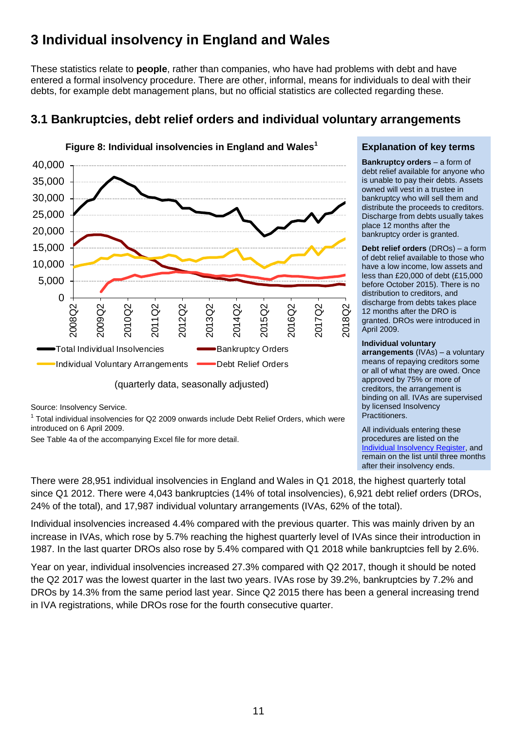# 3 Individual insolvency in England and Wales

These statistics relate to **people**, rather than companies, who have had problems with debt and have entered a formal insolvency procedure. There are other, informal, means for individuals to deal with their debts, for example debt management plans, but no official statistics are collected regarding these.

## 3.1 Bankruptcies, debt relief orders and individual voluntary arrangements

**Figure 8: Individual insolvencies in England and Wales[1]**

(quarterly data, seasonally adjusted)

Source: Insolvency Service.

[1] Total individual insolvencies for Q2 2009 onwards include Debt Relief Orders, which were introduced on 6 April 2009.

See Table 4a of the accompanying Excel file for more detail.

### Explanation of key terms

**Bankruptcy orders** – a form of debt relief available for anyone who is unable to pay their debts. Assets owned will vest in a trustee in bankruptcy who will sell them and distribute the proceeds to creditors. Discharge from debts usually takes place 12 months after the bankruptcy order is granted.

**Debt relief orders** (DROs) – a form of debt relief available to those who have a low income, low assets and less than £20,000 of debt (£15,000 before October 2015). There is no distribution to creditors, and discharge from debts takes place 12 months after the DRO is granted. DROs were introduced in April 2009.

**Individual voluntary arrangements** (IVAs) – a voluntary means of repaying creditors some or all of what they are owed. Once approved by 75% or more of creditors, the arrangement is binding on all. IVAs are supervised by licensed Insolvency Practitioners.

All individuals entering these procedures are listed on the Individual Insolvency Register, and remain on the list until three months after their insolvency ends.

There were 28,951 individual insolvencies in England and Wales in Q1 2018, the highest quarterly total since Q1 2012. There were 4,043 bankruptcies (14% of total insolvencies), 6,921 debt relief orders (DROs, 24% of the total), and 17,987 individual voluntary arrangements (IVAs, 62% of the total).

Individual insolvencies increased 4.4% compared with the previous quarter. This was mainly driven by an increase in IVAs, which rose by 5.7% reaching the highest quarterly level of IVAs since their introduction in 1987. In the last quarter DROs also rose by 5.4% compared with Q1 2018 while bankruptcies fell by 2.6%.

Year on year, individual insolvencies increased 27.3% compared with Q2 2017, though it should be noted the Q2 2017 was the lowest quarter in the last two years. IVAs rose by 39.2%, bankruptcies by 7.2% and DROs by 14.3% from the same period last year. Since Q2 2015 there has been a general increasing trend in IVA registrations, while DROs rose for the fourth consecutive quarter.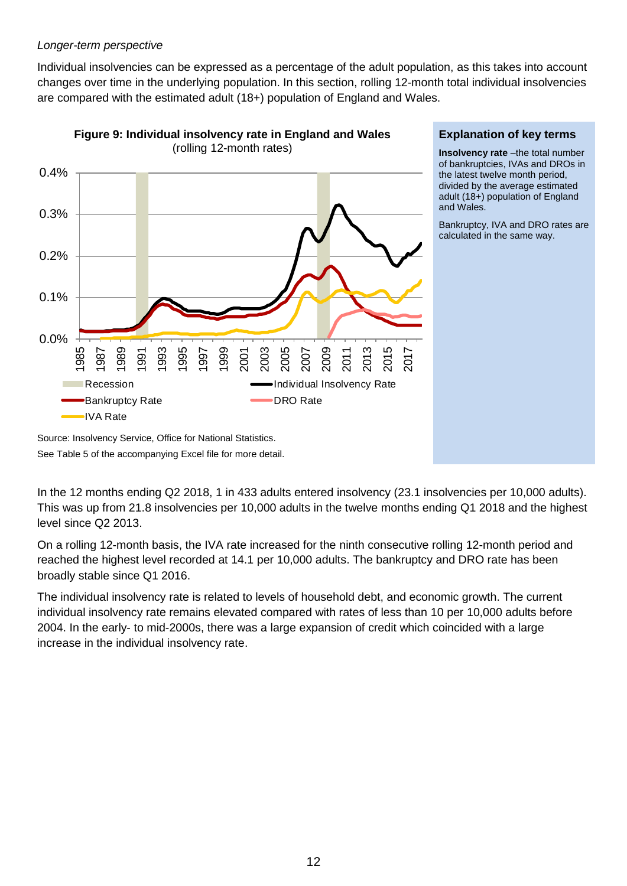*Longer-term perspective*

Individual insolvencies can be expressed as a percentage of the adult population, as this takes into account changes over time in the underlying population. In this section, rolling 12-month total individual insolvencies are compared with the estimated adult (18+) population of England and Wales.

**Figure 9: Individual insolvency rate in England and Wales**
(rolling 12-month rates)

Source: Insolvency Service, Office for National Statistics.
See Table 5 of the accompanying Excel file for more detail.

**Explanation of key terms**

**Insolvency rate** –the total number of bankruptcies, IVAs and DROs in the latest twelve month period, divided by the average estimated adult (18+) population of England and Wales.

Bankruptcy, IVA and DRO rates are calculated in the same way.

In the 12 months ending Q2 2018, 1 in 433 adults entered insolvency (23.1 insolvencies per 10,000 adults). This was up from 21.8 insolvencies per 10,000 adults in the twelve months ending Q1 2018 and the highest level since Q2 2013.

On a rolling 12-month basis, the IVA rate increased for the ninth consecutive rolling 12-month period and reached the highest level recorded at 14.1 per 10,000 adults. The bankruptcy and DRO rate has been broadly stable since Q1 2016.

The individual insolvency rate is related to levels of household debt, and economic growth. The current individual insolvency rate remains elevated compared with rates of less than 10 per 10,000 adults before 2004. In the early- to mid-2000s, there was a large expansion of credit which coincided with a large increase in the individual insolvency rate.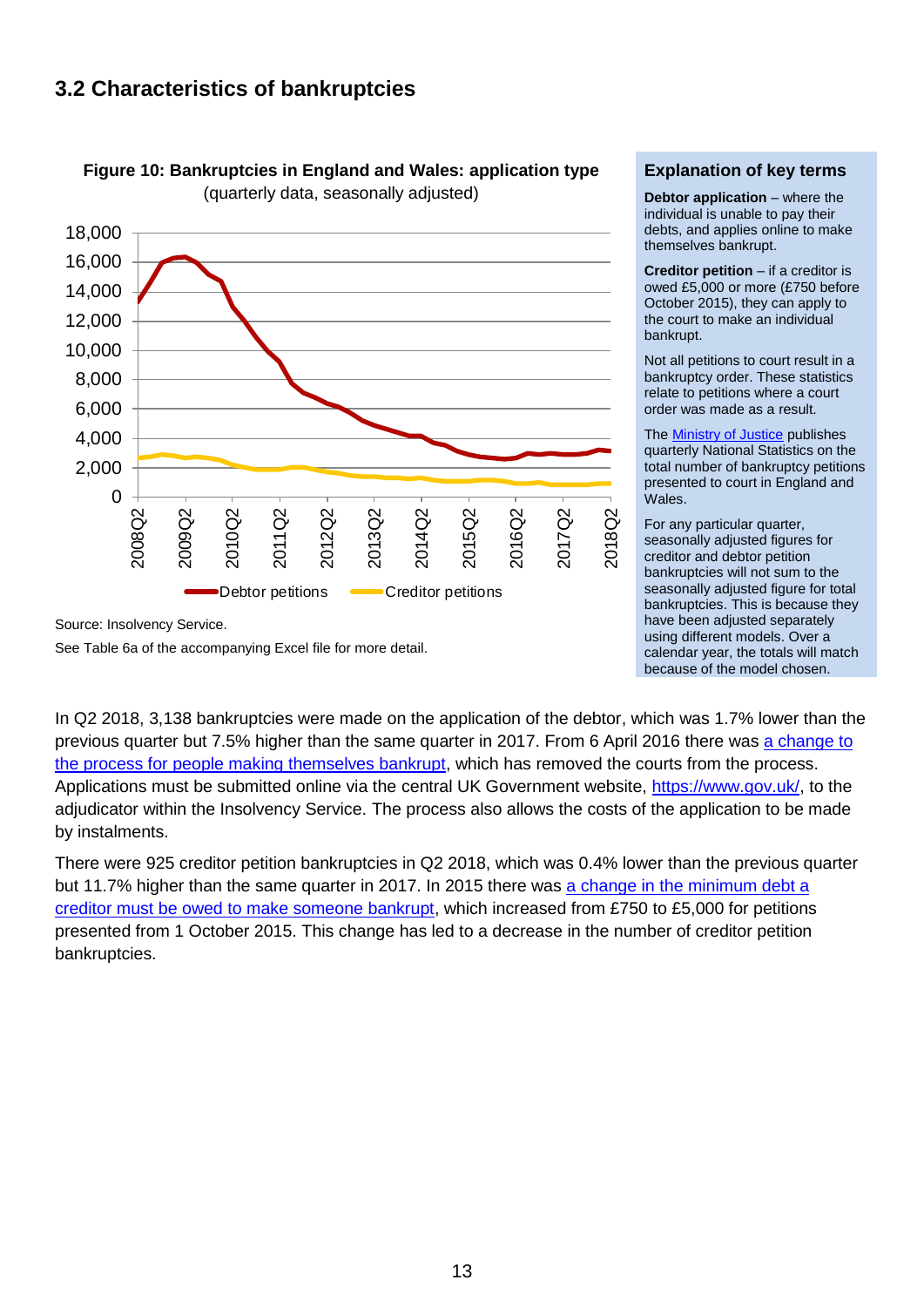## 3.2 Characteristics of bankruptcies

**Figure 10: Bankruptcies in England and Wales: application type**
(quarterly data, seasonally adjusted)

Source: Insolvency Service.

See Table 6a of the accompanying Excel file for more detail.

### Explanation of key terms

**Debtor application** – where the individual is unable to pay their debts, and applies online to make themselves bankrupt.

**Creditor petition** – if a creditor is owed £5,000 or more (£750 before October 2015), they can apply to the court to make an individual bankrupt.

Not all petitions to court result in a bankruptcy order. These statistics relate to petitions where a court order was made as a result.

The Ministry of Justice publishes quarterly National Statistics on the total number of bankruptcy petitions presented to court in England and Wales.

For any particular quarter, seasonally adjusted figures for creditor and debtor petition bankruptcies will not sum to the seasonally adjusted figure for total bankruptcies. This is because they have been adjusted separately using different models. Over a calendar year, the totals will match because of the model chosen.

In Q2 2018, 3,138 bankruptcies were made on the application of the debtor, which was 1.7% lower than the previous quarter but 7.5% higher than the same quarter in 2017. From 6 April 2016 there was a change to the process for people making themselves bankrupt, which has removed the courts from the process. Applications must be submitted online via the central UK Government website, https://www.gov.uk/, to the adjudicator within the Insolvency Service. The process also allows the costs of the application to be made by instalments.

There were 925 creditor petition bankruptcies in Q2 2018, which was 0.4% lower than the previous quarter but 11.7% higher than the same quarter in 2017. In 2015 there was a change in the minimum debt a creditor must be owed to make someone bankrupt, which increased from £750 to £5,000 for petitions presented from 1 October 2015. This change has led to a decrease in the number of creditor petition bankruptcies.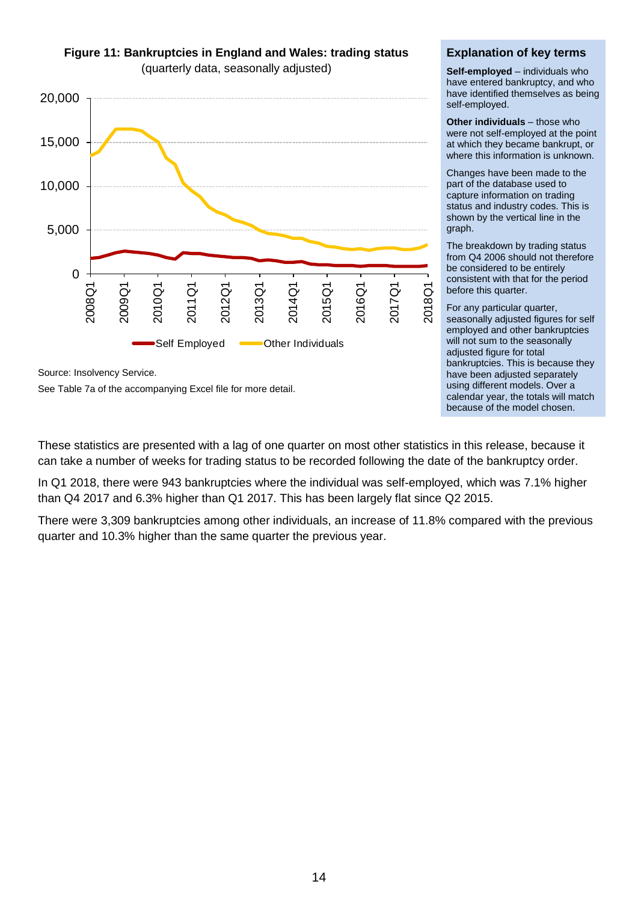**Figure 11: Bankruptcies in England and Wales: trading status**
(quarterly data, seasonally adjusted)

Source: Insolvency Service.

See Table 7a of the accompanying Excel file for more detail.

### Explanation of key terms

**Self-employed** – individuals who have entered bankruptcy, and who have identified themselves as being self-employed.

**Other individuals** – those who were not self-employed at the point at which they became bankrupt, or where this information is unknown.

Changes have been made to the part of the database used to capture information on trading status and industry codes. This is shown by the vertical line in the graph.

The breakdown by trading status from Q4 2006 should not therefore be considered to be entirely consistent with that for the period before this quarter.

For any particular quarter, seasonally adjusted figures for self employed and other bankruptcies will not sum to the seasonally adjusted figure for total bankruptcies. This is because they have been adjusted separately using different models. Over a calendar year, the totals will match because of the model chosen.

These statistics are presented with a lag of one quarter on most other statistics in this release, because it can take a number of weeks for trading status to be recorded following the date of the bankruptcy order.

In Q1 2018, there were 943 bankruptcies where the individual was self-employed, which was 7.1% higher than Q4 2017 and 6.3% higher than Q1 2017. This has been largely flat since Q2 2015.

There were 3,309 bankruptcies among other individuals, an increase of 11.8% compared with the previous quarter and 10.3% higher than the same quarter the previous year.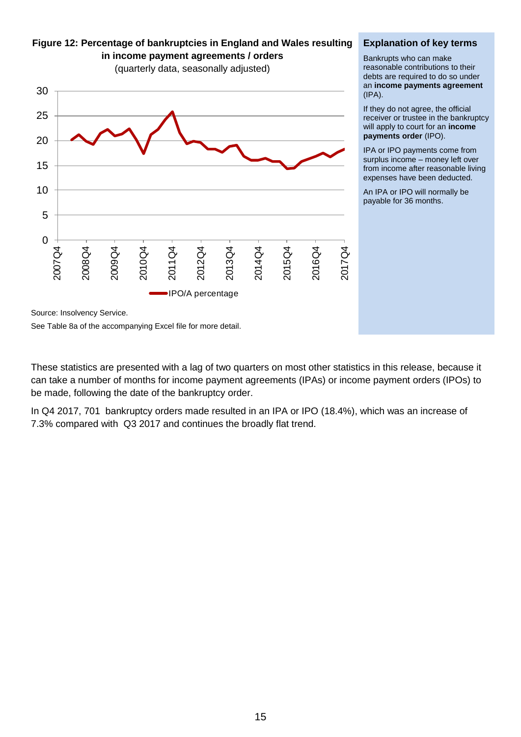**Figure 12: Percentage of bankruptcies in England and Wales resulting in income payment agreements / orders**

(quarterly data, seasonally adjusted)

Source: Insolvency Service.

See Table 8a of the accompanying Excel file for more detail.

**Explanation of key terms**

Bankrupts who can make reasonable contributions to their debts are required to do so under an **income payments agreement** (IPA).

If they do not agree, the official receiver or trustee in the bankruptcy will apply to court for an **income payments order** (IPO).

IPA or IPO payments come from surplus income – money left over from income after reasonable living expenses have been deducted.

An IPA or IPO will normally be payable for 36 months.

These statistics are presented with a lag of two quarters on most other statistics in this release, because it can take a number of months for income payment agreements (IPAs) or income payment orders (IPOs) to be made, following the date of the bankruptcy order.

In Q4 2017, 701 bankruptcy orders made resulted in an IPA or IPO (18.4%), which was an increase of 7.3% compared with Q3 2017 and continues the broadly flat trend.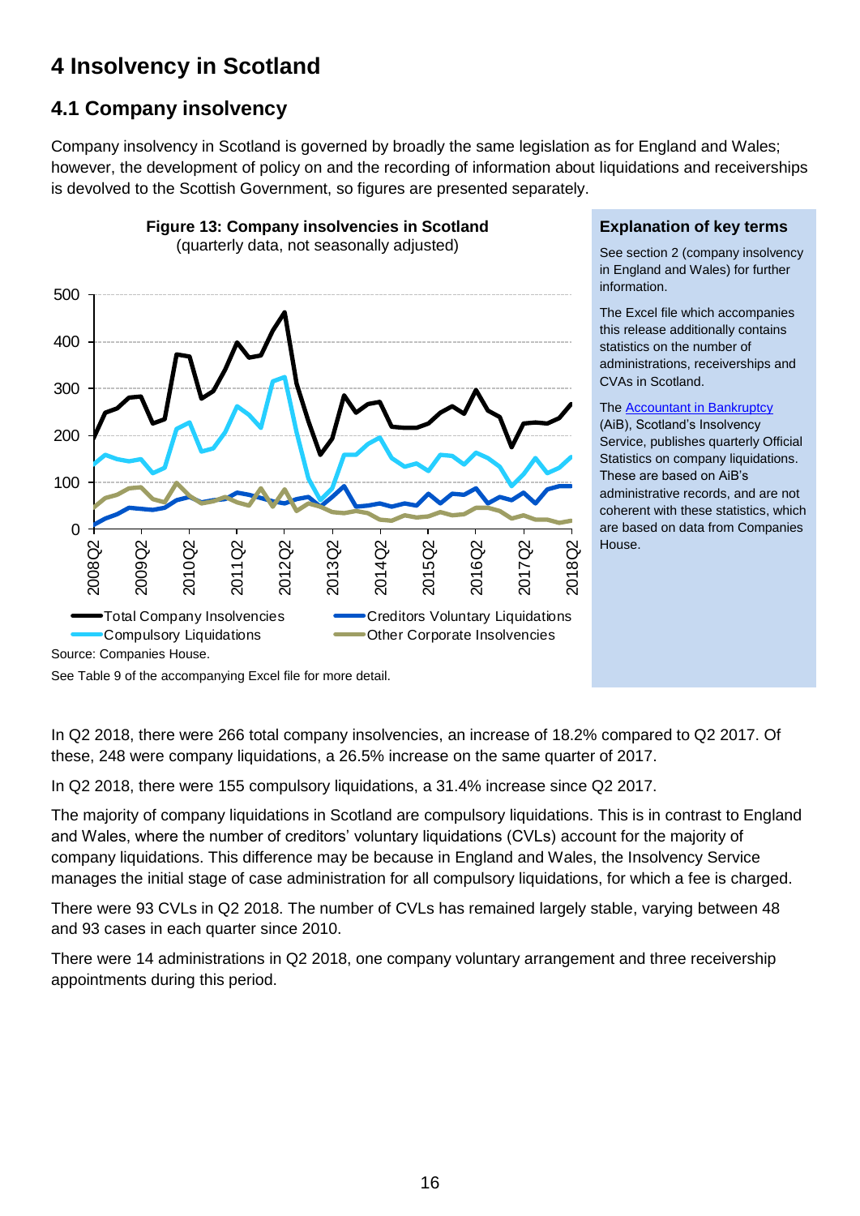# 4 Insolvency in Scotland

## 4.1 Company insolvency

Company insolvency in Scotland is governed by broadly the same legislation as for England and Wales; however, the development of policy on and the recording of information about liquidations and receiverships is devolved to the Scottish Government, so figures are presented separately.

**Figure 13: Company insolvencies in Scotland**
(quarterly data, not seasonally adjusted)

Source: Companies House.

See Table 9 of the accompanying Excel file for more detail.

**Explanation of key terms**

See section 2 (company insolvency in England and Wales) for further information.

The Excel file which accompanies this release additionally contains statistics on the number of administrations, receiverships and CVAs in Scotland.

The Accountant in Bankruptcy (AiB), Scotland's Insolvency Service, publishes quarterly Official Statistics on company liquidations. These are based on AiB's administrative records, and are not coherent with these statistics, which are based on data from Companies House.

In Q2 2018, there were 266 total company insolvencies, an increase of 18.2% compared to Q2 2017. Of these, 248 were company liquidations, a 26.5% increase on the same quarter of 2017.

In Q2 2018, there were 155 compulsory liquidations, a 31.4% increase since Q2 2017.

The majority of company liquidations in Scotland are compulsory liquidations. This is in contrast to England and Wales, where the number of creditors' voluntary liquidations (CVLs) account for the majority of company liquidations. This difference may be because in England and Wales, the Insolvency Service manages the initial stage of case administration for all compulsory liquidations, for which a fee is charged.

There were 93 CVLs in Q2 2018. The number of CVLs has remained largely stable, varying between 48 and 93 cases in each quarter since 2010.

There were 14 administrations in Q2 2018, one company voluntary arrangement and three receivership appointments during this period.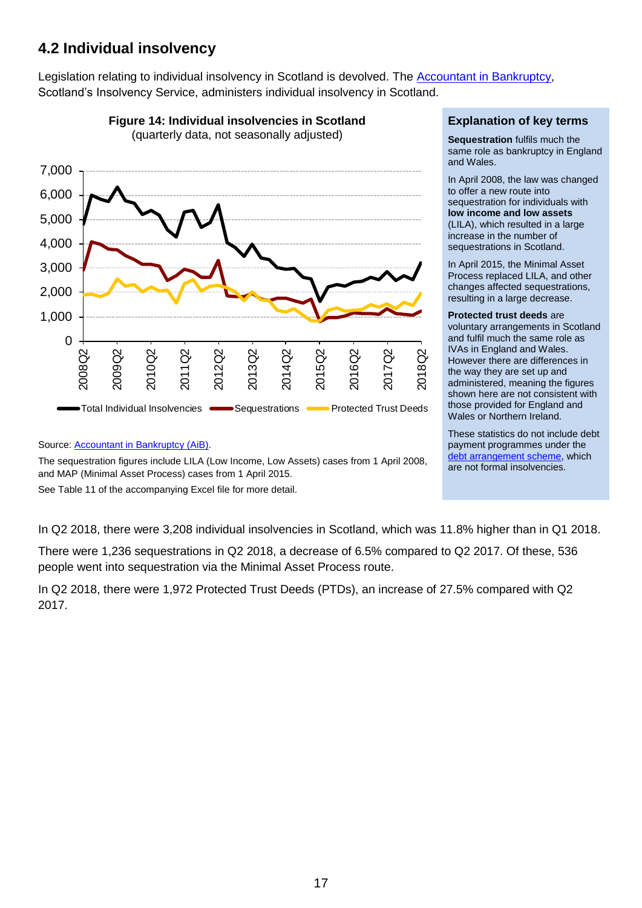## 4.2 Individual insolvency

Legislation relating to individual insolvency in Scotland is devolved. The Accountant in Bankruptcy, Scotland's Insolvency Service, administers individual insolvency in Scotland.

**Figure 14: Individual insolvencies in Scotland**
(quarterly data, not seasonally adjusted)

Source: Accountant in Bankruptcy (AiB).

The sequestration figures include LILA (Low Income, Low Assets) cases from 1 April 2008, and MAP (Minimal Asset Process) cases from 1 April 2015.

See Table 11 of the accompanying Excel file for more detail.

### Explanation of key terms

**Sequestration** fulfils much the same role as bankruptcy in England and Wales.

In April 2008, the law was changed to offer a new route into sequestration for individuals with **low income and low assets** (LILA), which resulted in a large increase in the number of sequestrations in Scotland.

In April 2015, the Minimal Asset Process replaced LILA, and other changes affected sequestrations, resulting in a large decrease.

**Protected trust deeds** are voluntary arrangements in Scotland and fulfil much the same role as IVAs in England and Wales. However there are differences in the way they are set up and administered, meaning the figures shown here are not consistent with those provided for England and Wales or Northern Ireland.

These statistics do not include debt payment programmes under the debt arrangement scheme, which are not formal insolvencies.

In Q2 2018, there were 3,208 individual insolvencies in Scotland, which was 11.8% higher than in Q1 2018.

There were 1,236 sequestrations in Q2 2018, a decrease of 6.5% compared to Q2 2017. Of these, 536 people went into sequestration via the Minimal Asset Process route.

In Q2 2018, there were 1,972 Protected Trust Deeds (PTDs), an increase of 27.5% compared with Q2 2017.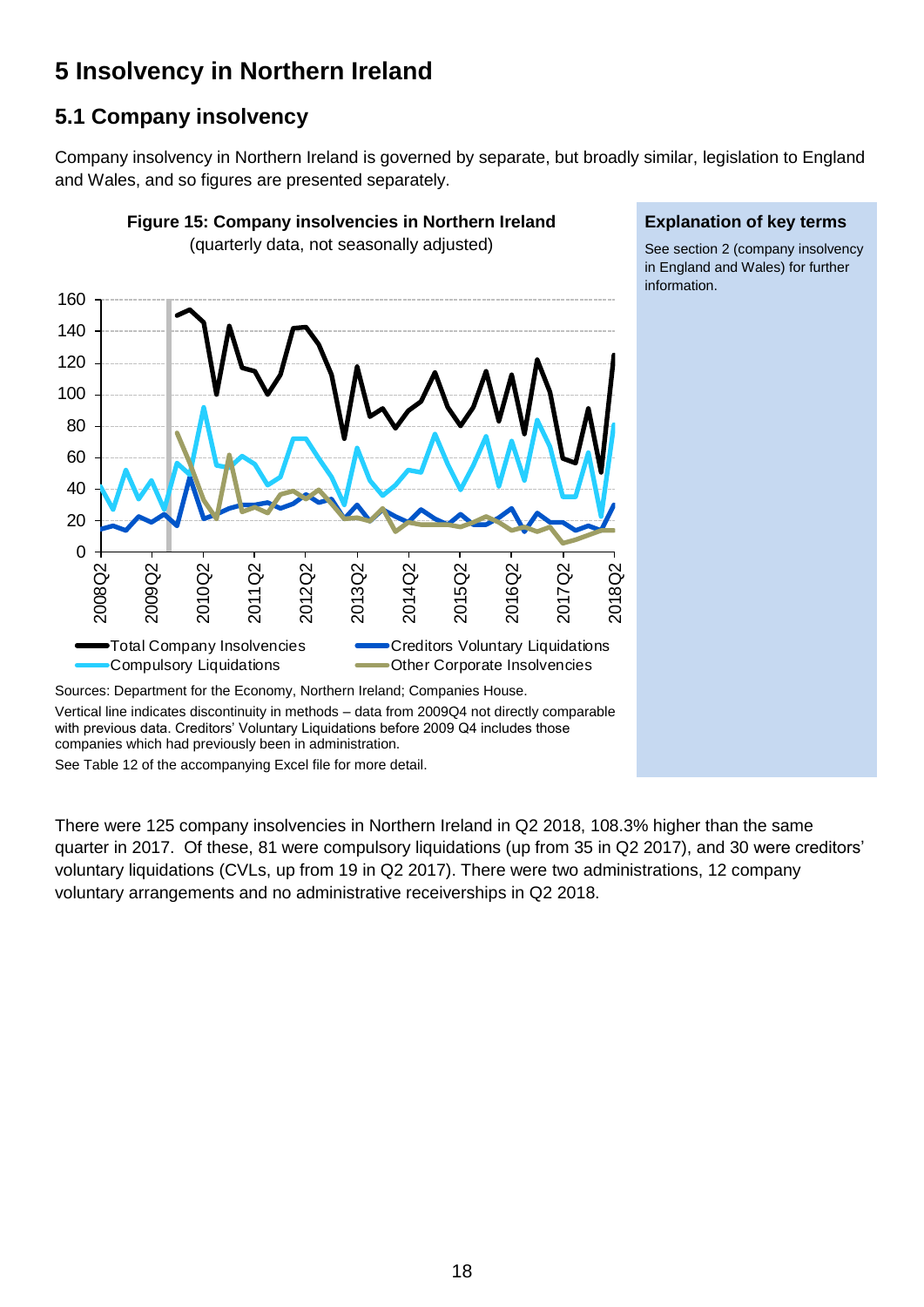# 5 Insolvency in Northern Ireland

## 5.1 Company insolvency

Company insolvency in Northern Ireland is governed by separate, but broadly similar, legislation to England and Wales, and so figures are presented separately.

**Figure 15: Company insolvencies in Northern Ireland**
(quarterly data, not seasonally adjusted)

Sources: Department for the Economy, Northern Ireland; Companies House.

Vertical line indicates discontinuity in methods – data from 2009Q4 not directly comparable with previous data. Creditors' Voluntary Liquidations before 2009 Q4 includes those companies which had previously been in administration.

See Table 12 of the accompanying Excel file for more detail.

**Explanation of key terms**

See section 2 (company insolvency in England and Wales) for further information.

There were 125 company insolvencies in Northern Ireland in Q2 2018, 108.3% higher than the same quarter in 2017. Of these, 81 were compulsory liquidations (up from 35 in Q2 2017), and 30 were creditors' voluntary liquidations (CVLs, up from 19 in Q2 2017). There were two administrations, 12 company voluntary arrangements and no administrative receiverships in Q2 2018.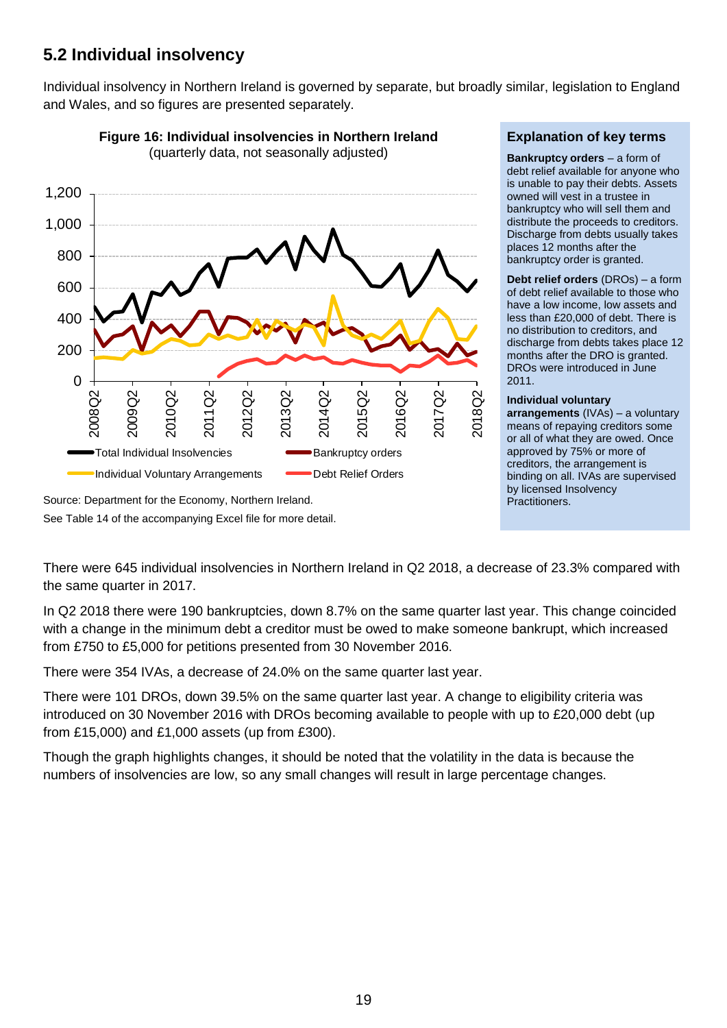## 5.2 Individual insolvency

Individual insolvency in Northern Ireland is governed by separate, but broadly similar, legislation to England and Wales, and so figures are presented separately.

**Figure 16: Individual insolvencies in Northern Ireland**
(quarterly data, not seasonally adjusted)

Source: Department for the Economy, Northern Ireland.
See Table 14 of the accompanying Excel file for more detail.

### Explanation of key terms

**Bankruptcy orders** – a form of debt relief available for anyone who is unable to pay their debts. Assets owned will vest in a trustee in bankruptcy who will sell them and distribute the proceeds to creditors. Discharge from debts usually takes places 12 months after the bankruptcy order is granted.

**Debt relief orders** (DROs) – a form of debt relief available to those who have a low income, low assets and less than £20,000 of debt. There is no distribution to creditors, and discharge from debts takes place 12 months after the DRO is granted. DROs were introduced in June 2011.

**Individual voluntary arrangements** (IVAs) – a voluntary means of repaying creditors some or all of what they are owed. Once approved by 75% or more of creditors, the arrangement is binding on all. IVAs are supervised by licensed Insolvency Practitioners.

There were 645 individual insolvencies in Northern Ireland in Q2 2018, a decrease of 23.3% compared with the same quarter in 2017.

In Q2 2018 there were 190 bankruptcies, down 8.7% on the same quarter last year. This change coincided with a change in the minimum debt a creditor must be owed to make someone bankrupt, which increased from £750 to £5,000 for petitions presented from 30 November 2016.

There were 354 IVAs, a decrease of 24.0% on the same quarter last year.

There were 101 DROs, down 39.5% on the same quarter last year. A change to eligibility criteria was introduced on 30 November 2016 with DROs becoming available to people with up to £20,000 debt (up from £15,000) and £1,000 assets (up from £300).

Though the graph highlights changes, it should be noted that the volatility in the data is because the numbers of insolvencies are low, so any small changes will result in large percentage changes.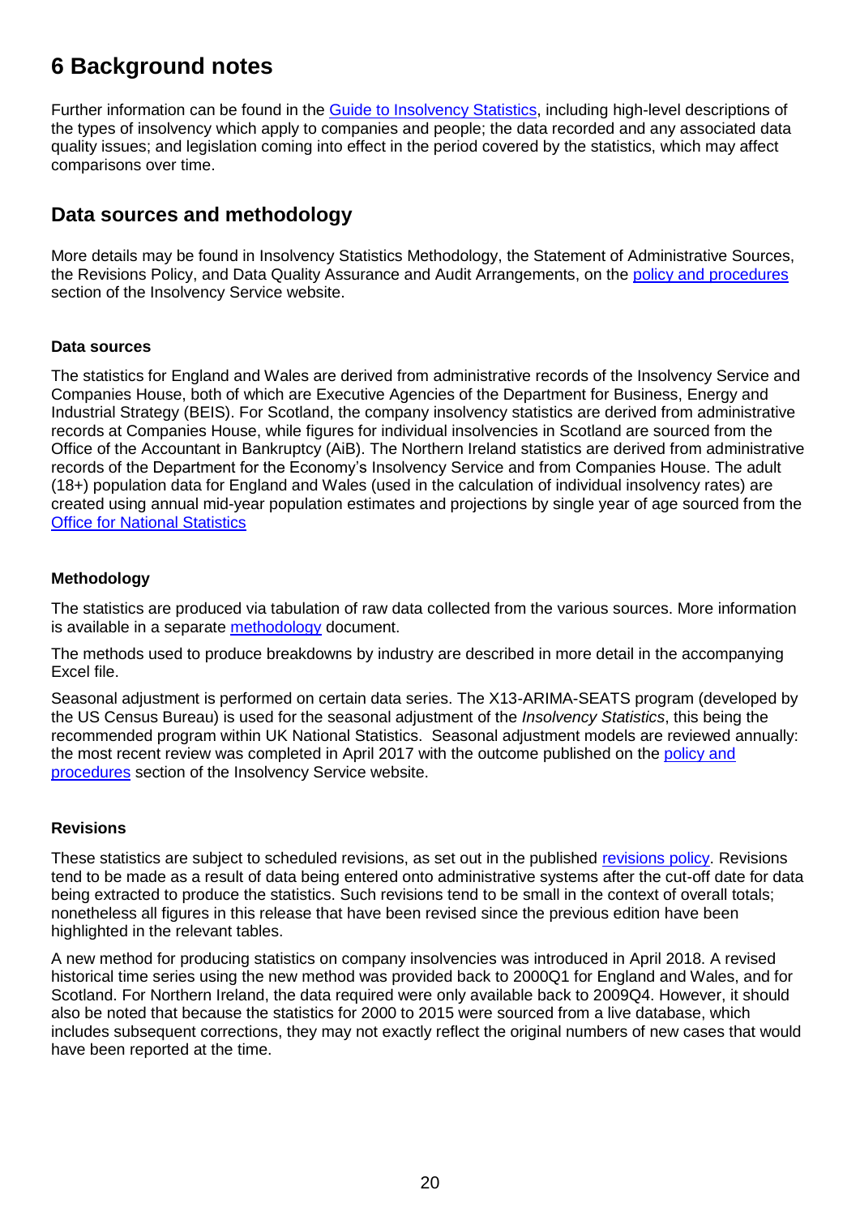# 6 Background notes

Further information can be found in the Guide to Insolvency Statistics, including high-level descriptions of the types of insolvency which apply to companies and people; the data recorded and any associated data quality issues; and legislation coming into effect in the period covered by the statistics, which may affect comparisons over time.

## Data sources and methodology

More details may be found in Insolvency Statistics Methodology, the Statement of Administrative Sources, the Revisions Policy, and Data Quality Assurance and Audit Arrangements, on the policy and procedures section of the Insolvency Service website.

### Data sources

The statistics for England and Wales are derived from administrative records of the Insolvency Service and Companies House, both of which are Executive Agencies of the Department for Business, Energy and Industrial Strategy (BEIS). For Scotland, the company insolvency statistics are derived from administrative records at Companies House, while figures for individual insolvencies in Scotland are sourced from the Office of the Accountant in Bankruptcy (AiB). The Northern Ireland statistics are derived from administrative records of the Department for the Economy's Insolvency Service and from Companies House. The adult (18+) population data for England and Wales (used in the calculation of individual insolvency rates) are created using annual mid-year population estimates and projections by single year of age sourced from the Office for National Statistics

### Methodology

The statistics are produced via tabulation of raw data collected from the various sources. More information is available in a separate methodology document.

The methods used to produce breakdowns by industry are described in more detail in the accompanying Excel file.

Seasonal adjustment is performed on certain data series. The X13-ARIMA-SEATS program (developed by the US Census Bureau) is used for the seasonal adjustment of the *Insolvency Statistics*, this being the recommended program within UK National Statistics. Seasonal adjustment models are reviewed annually: the most recent review was completed in April 2017 with the outcome published on the policy and procedures section of the Insolvency Service website.

### Revisions

These statistics are subject to scheduled revisions, as set out in the published revisions policy. Revisions tend to be made as a result of data being entered onto administrative systems after the cut-off date for data being extracted to produce the statistics. Such revisions tend to be small in the context of overall totals; nonetheless all figures in this release that have been revised since the previous edition have been highlighted in the relevant tables.

A new method for producing statistics on company insolvencies was introduced in April 2018. A revised historical time series using the new method was provided back to 2000Q1 for England and Wales, and for Scotland. For Northern Ireland, the data required were only available back to 2009Q4. However, it should also be noted that because the statistics for 2000 to 2015 were sourced from a live database, which includes subsequent corrections, they may not exactly reflect the original numbers of new cases that would have been reported at the time.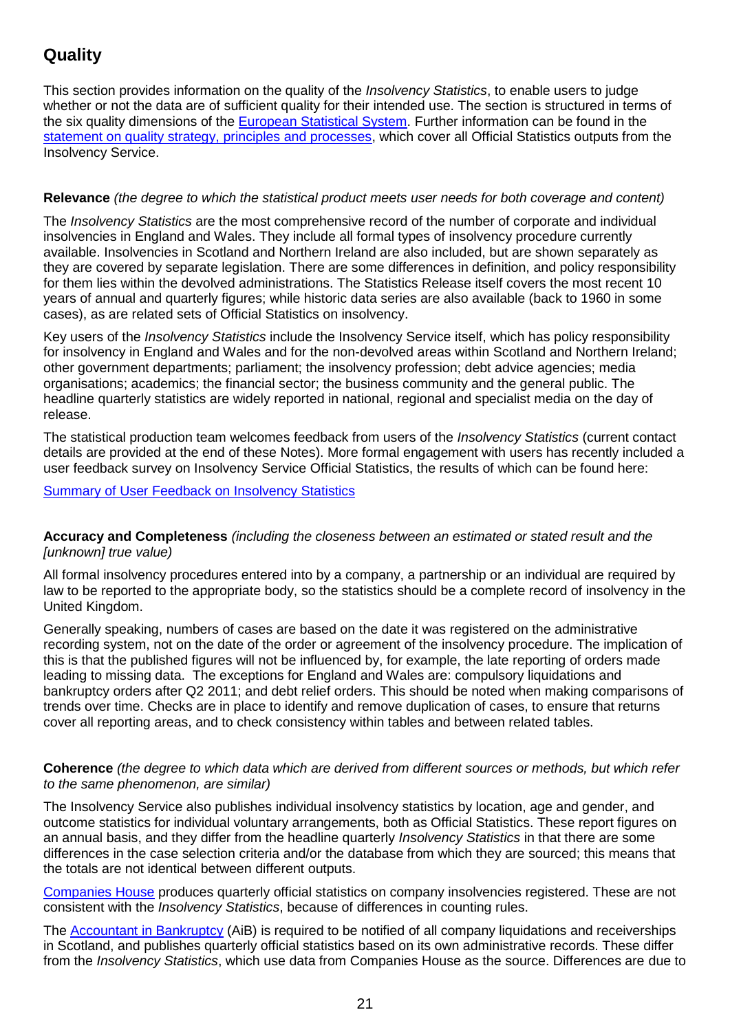## Quality

This section provides information on the quality of the *Insolvency Statistics*, to enable users to judge whether or not the data are of sufficient quality for their intended use. The section is structured in terms of the six quality dimensions of the European Statistical System. Further information can be found in the statement on quality strategy, principles and processes, which cover all Official Statistics outputs from the Insolvency Service.

**Relevance** *(the degree to which the statistical product meets user needs for both coverage and content)*

The *Insolvency Statistics* are the most comprehensive record of the number of corporate and individual insolvencies in England and Wales. They include all formal types of insolvency procedure currently available. Insolvencies in Scotland and Northern Ireland are also included, but are shown separately as they are covered by separate legislation. There are some differences in definition, and policy responsibility for them lies within the devolved administrations. The Statistics Release itself covers the most recent 10 years of annual and quarterly figures; while historic data series are also available (back to 1960 in some cases), as are related sets of Official Statistics on insolvency.

Key users of the *Insolvency Statistics* include the Insolvency Service itself, which has policy responsibility for insolvency in England and Wales and for the non-devolved areas within Scotland and Northern Ireland; other government departments; parliament; the insolvency profession; debt advice agencies; media organisations; academics; the financial sector; the business community and the general public. The headline quarterly statistics are widely reported in national, regional and specialist media on the day of release.

The statistical production team welcomes feedback from users of the *Insolvency Statistics* (current contact details are provided at the end of these Notes). More formal engagement with users has recently included a user feedback survey on Insolvency Service Official Statistics, the results of which can be found here:

Summary of User Feedback on Insolvency Statistics

**Accuracy and Completeness** *(including the closeness between an estimated or stated result and the [unknown] true value)*

All formal insolvency procedures entered into by a company, a partnership or an individual are required by law to be reported to the appropriate body, so the statistics should be a complete record of insolvency in the United Kingdom.

Generally speaking, numbers of cases are based on the date it was registered on the administrative recording system, not on the date of the order or agreement of the insolvency procedure. The implication of this is that the published figures will not be influenced by, for example, the late reporting of orders made leading to missing data. The exceptions for England and Wales are: compulsory liquidations and bankruptcy orders after Q2 2011; and debt relief orders. This should be noted when making comparisons of trends over time. Checks are in place to identify and remove duplication of cases, to ensure that returns cover all reporting areas, and to check consistency within tables and between related tables.

**Coherence** *(the degree to which data which are derived from different sources or methods, but which refer to the same phenomenon, are similar)*

The Insolvency Service also publishes individual insolvency statistics by location, age and gender, and outcome statistics for individual voluntary arrangements, both as Official Statistics. These report figures on an annual basis, and they differ from the headline quarterly *Insolvency Statistics* in that there are some differences in the case selection criteria and/or the database from which they are sourced; this means that the totals are not identical between different outputs.

Companies House produces quarterly official statistics on company insolvencies registered. These are not consistent with the *Insolvency Statistics*, because of differences in counting rules.

The Accountant in Bankruptcy (AiB) is required to be notified of all company liquidations and receiverships in Scotland, and publishes quarterly official statistics based on its own administrative records. These differ from the *Insolvency Statistics*, which use data from Companies House as the source. Differences are due to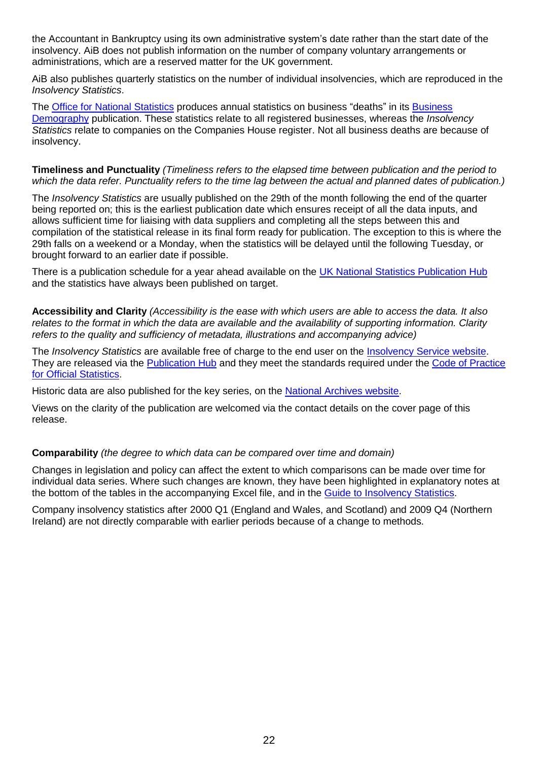the Accountant in Bankruptcy using its own administrative system's date rather than the start date of the insolvency. AiB does not publish information on the number of company voluntary arrangements or administrations, which are a reserved matter for the UK government.

AiB also publishes quarterly statistics on the number of individual insolvencies, which are reproduced in the *Insolvency Statistics*.

The Office for National Statistics produces annual statistics on business "deaths" in its Business Demography publication. These statistics relate to all registered businesses, whereas the *Insolvency Statistics* relate to companies on the Companies House register. Not all business deaths are because of insolvency.

**Timeliness and Punctuality** *(Timeliness refers to the elapsed time between publication and the period to which the data refer. Punctuality refers to the time lag between the actual and planned dates of publication.)*

The *Insolvency Statistics* are usually published on the 29th of the month following the end of the quarter being reported on; this is the earliest publication date which ensures receipt of all the data inputs, and allows sufficient time for liaising with data suppliers and completing all the steps between this and compilation of the statistical release in its final form ready for publication. The exception to this is where the 29th falls on a weekend or a Monday, when the statistics will be delayed until the following Tuesday, or brought forward to an earlier date if possible.

There is a publication schedule for a year ahead available on the UK National Statistics Publication Hub and the statistics have always been published on target.

**Accessibility and Clarity** *(Accessibility is the ease with which users are able to access the data. It also relates to the format in which the data are available and the availability of supporting information. Clarity refers to the quality and sufficiency of metadata, illustrations and accompanying advice)*

The *Insolvency Statistics* are available free of charge to the end user on the Insolvency Service website. They are released via the Publication Hub and they meet the standards required under the Code of Practice for Official Statistics.

Historic data are also published for the key series, on the National Archives website.

Views on the clarity of the publication are welcomed via the contact details on the cover page of this release.

**Comparability** *(the degree to which data can be compared over time and domain)*

Changes in legislation and policy can affect the extent to which comparisons can be made over time for individual data series. Where such changes are known, they have been highlighted in explanatory notes at the bottom of the tables in the accompanying Excel file, and in the Guide to Insolvency Statistics.

Company insolvency statistics after 2000 Q1 (England and Wales, and Scotland) and 2009 Q4 (Northern Ireland) are not directly comparable with earlier periods because of a change to methods.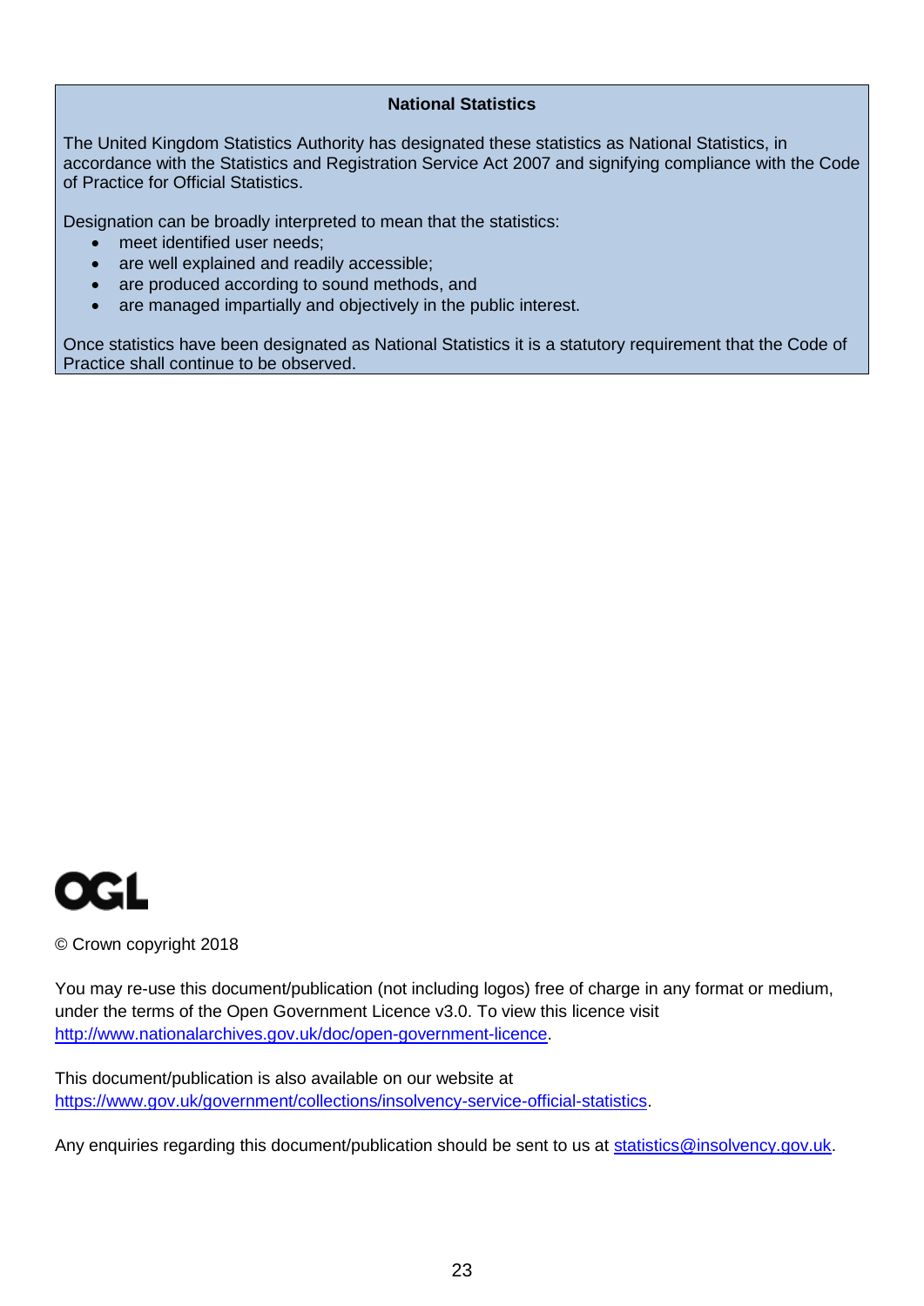**National Statistics**

The United Kingdom Statistics Authority has designated these statistics as National Statistics, in accordance with the Statistics and Registration Service Act 2007 and signifying compliance with the Code of Practice for Official Statistics.

Designation can be broadly interpreted to mean that the statistics:

- meet identified user needs;
- are well explained and readily accessible;
- are produced according to sound methods, and
- are managed impartially and objectively in the public interest.

Once statistics have been designated as National Statistics it is a statutory requirement that the Code of Practice shall continue to be observed.

© Crown copyright 2018

You may re-use this document/publication (not including logos) free of charge in any format or medium, under the terms of the Open Government Licence v3.0. To view this licence visit http://www.nationalarchives.gov.uk/doc/open-government-licence.

This document/publication is also available on our website at https://www.gov.uk/government/collections/insolvency-service-official-statistics.

Any enquiries regarding this document/publication should be sent to us at statistics@insolvency.gov.uk.